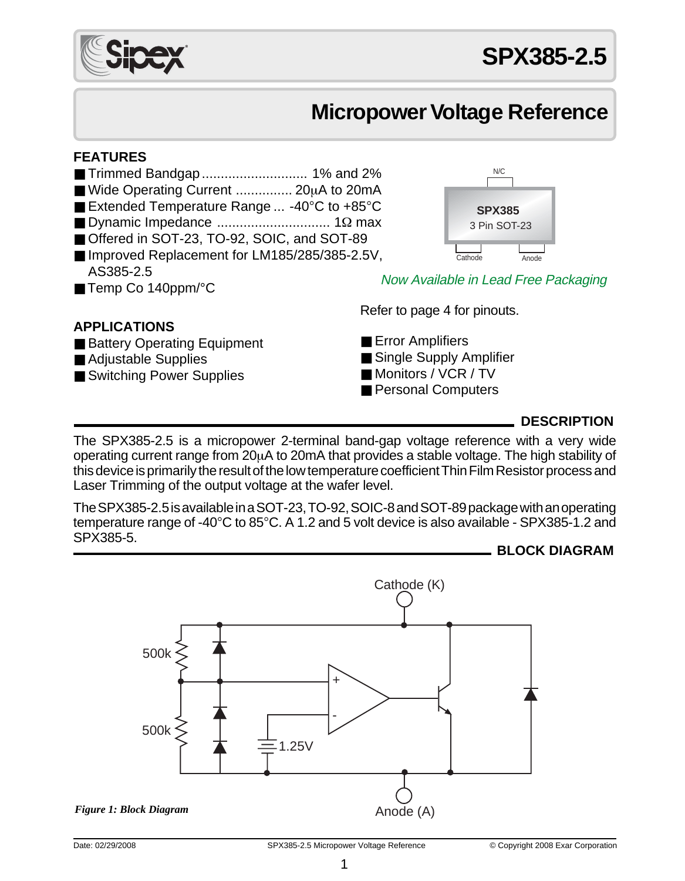# SPX385-2.5

## Micropower Voltage Reference

### FEATURES

- Trimmed Bandgap ............................ 1% and 2%
- Wide Operating Current ............... 20μA to 20mA
- Extended Temperature Range ... -40°C to +85°C
- Dynamic Impedance .............................. 1Ω max
- Offered in SOT-23, TO-92, SOIC, and SOT-89
- Improved Replacement for LM185/285/385-2.5V, AS385-2.5
- Temp Co 140ppm/°C

N/C

SPX385
3 Pin SOT-23

Cathode Anode

*Now Available in Lead Free Packaging*

Refer to page 4 for pinouts.

### APPLICATIONS

- Battery Operating Equipment
- Adjustable Supplies
- Switching Power Supplies
- Error Amplifiers
- Single Supply Amplifier
- Monitors / VCR / TV
- Personal Computers

### DESCRIPTION

The SPX385-2.5 is a micropower 2-terminal band-gap voltage reference with a very wide operating current range from 20μA to 20mA that provides a stable voltage. The high stability of this device is primarily the result of the low temperature coefficient Thin Film Resistor process and Laser Trimming of the output voltage at the wafer level.

The SPX385-2.5 is available in a SOT-23, TO-92, SOIC-8 and SOT-89 package with an operating temperature range of -40°C to 85°C. A 1.2 and 5 volt device is also available - SPX385-1.2 and SPX385-5.

### BLOCK DIAGRAM

Cathode (K)

500k

500k

1.25V

Anode (A)

*Figure 1: Block Diagram*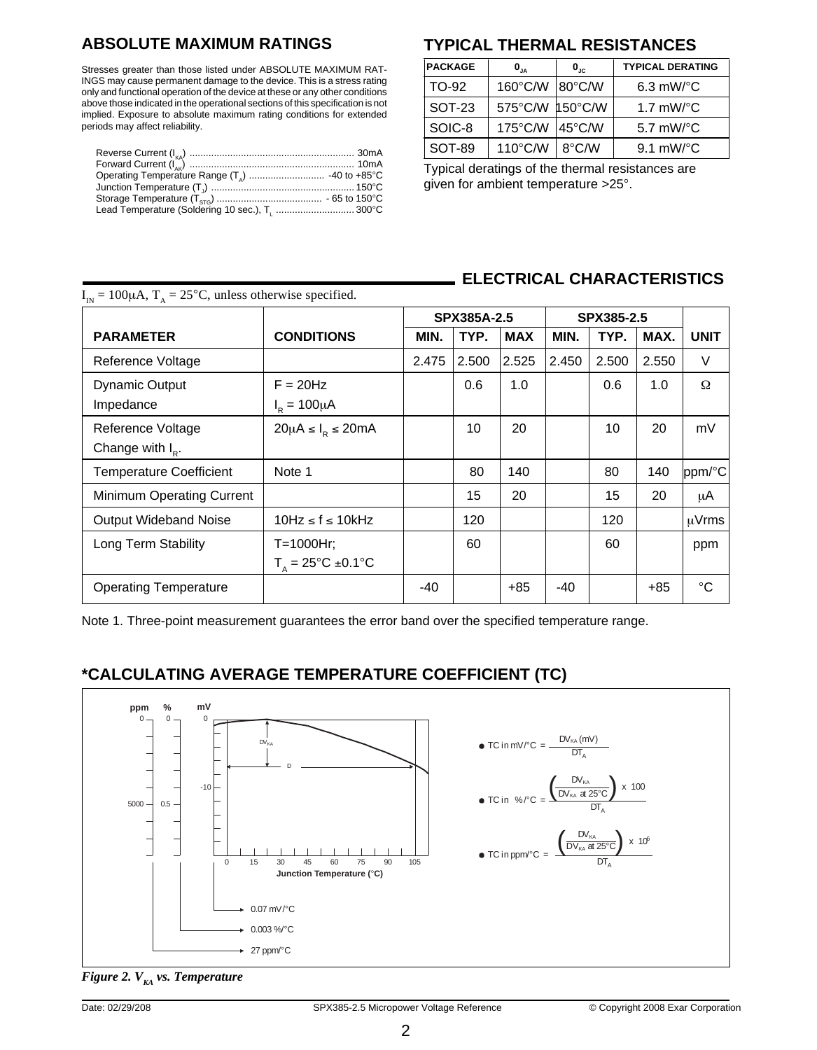## ABSOLUTE MAXIMUM RATINGS

Stresses greater than those listed under ABSOLUTE MAXIMUM RATINGS may cause permanent damage to the device. This is a stress rating only and functional operation of the device at these or any other conditions above those indicated in the operational sections of this specification is not implied. Exposure to absolute maximum rating conditions for extended periods may affect reliability.

Reverse Current ($I_{KA}$) ............................................................ 30mA
Forward Current ($I_{AK}$) ............................................................ 10mA
Operating Temperature Range ($T_A$) ........................... -40 to +85°C
Junction Temperature ($T_J$) .................................................... 150°C
Storage Temperature ($T_{STG}$) ....................................... - 65 to 150°C
Lead Temperature (Soldering 10 sec.), $T_L$ ............................ 300°C

## TYPICAL THERMAL RESISTANCES

| PACKAGE | $\theta_{JA}$ | $\theta_{JC}$ | TYPICAL DERATING |
|---|---|---|---|
| TO-92 | 160°C/W | 80°C/W | 6.3 mW/°C |
| SOT-23 | 575°C/W | 150°C/W | 1.7 mW/°C |
| SOIC-8 | 175°C/W | 45°C/W | 5.7 mW/°C |
| SOT-89 | 110°C/W | 8°C/W | 9.1 mW/°C |

Typical deratings of the thermal resistances are given for ambient temperature >25°.

## ELECTRICAL CHARACTERISTICS

$I_{IN}$ = 100μA, $T_A$ = 25°C, unless otherwise specified.

| | | SPX385A-2.5 | | | SPX385-2.5 | | | |
|---|---|---|---|---|---|---|---|---|
| **PARAMETER** | **CONDITIONS** | **MIN.** | **TYP.** | **MAX** | **MIN.** | **TYP.** | **MAX.** | **UNIT** |
| Reference Voltage | | 2.475 | 2.500 | 2.525 | 2.450 | 2.500 | 2.550 | V |
| Dynamic Output Impedance | F = 20Hz, $I_R$ = 100μA | | 0.6 | 1.0 | | 0.6 | 1.0 | Ω |
| Reference Voltage Change with $I_R$. | 20μA ≤ $I_R$ ≤ 20mA | | 10 | 20 | | 10 | 20 | mV |
| Temperature Coefficient | Note 1 | | 80 | 140 | | 80 | 140 | ppm/°C |
| Minimum Operating Current | | | 15 | 20 | | 15 | 20 | μA |
| Output Wideband Noise | 10Hz ≤ f ≤ 10kHz | | 120 | | | 120 | | μVrms |
| Long Term Stability | T=1000Hr; $T_A$ = 25°C ±0.1°C | | 60 | | | 60 | | ppm |
| Operating Temperature | | -40 | | +85 | -40 | | +85 | °C |

Note 1. Three-point measurement guarantees the error band over the specified temperature range.

## *CALCULATING AVERAGE TEMPERATURE COEFFICIENT (TC)

- $$\text{TC in mV/°C} = \frac{\Delta V_{KA}\,(\text{mV})}{\Delta T_A}$$
- $$\text{TC in \%/°C} = \frac{\left(\frac{\Delta V_{KA}}{\Delta V_{KA}\text{ at }25°C}\right) \times 100}{\Delta T_A}$$
- $$\text{TC in ppm/°C} = \frac{\left(\frac{\Delta V_{KA}}{\Delta V_{KA}\text{ at }25°C}\right) \times 10^6}{\Delta T_A}$$

0.07 mV/°C
0.003 %/°C
27 ppm/°C

*Figure 2. $V_{KA}$ vs. Temperature*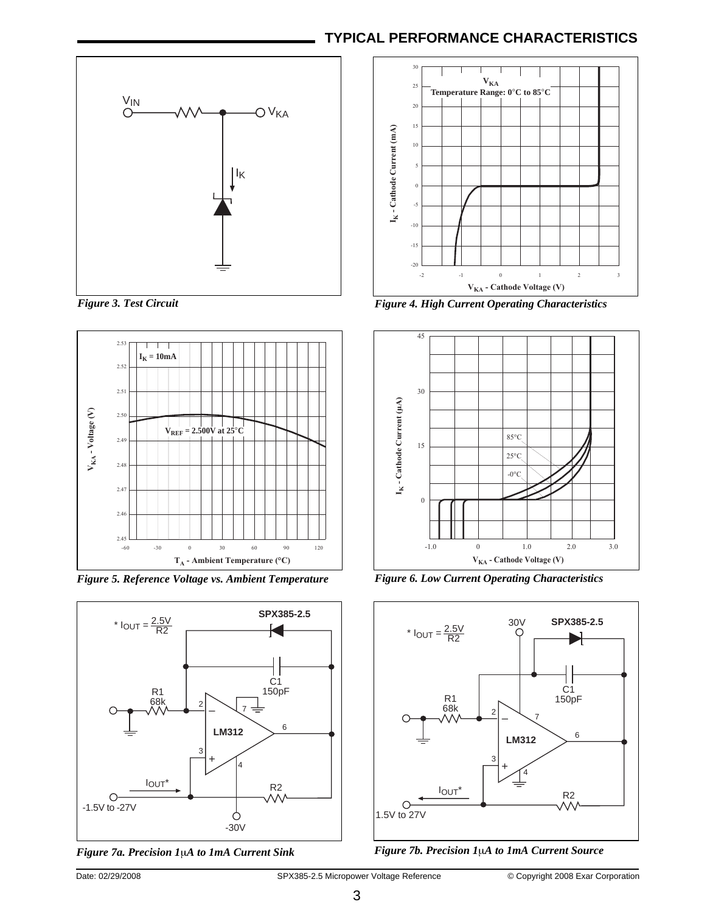## TYPICAL PERFORMANCE CHARACTERISTICS

*Figure 3. Test Circuit*

*Figure 4. High Current Operating Characteristics*

*Figure 5. Reference Voltage vs. Ambient Temperature*

*Figure 6. Low Current Operating Characteristics*

*Figure 7a. Precision 1μA to 1mA Current Sink*

*Figure 7b. Precision 1μA to 1mA Current Source*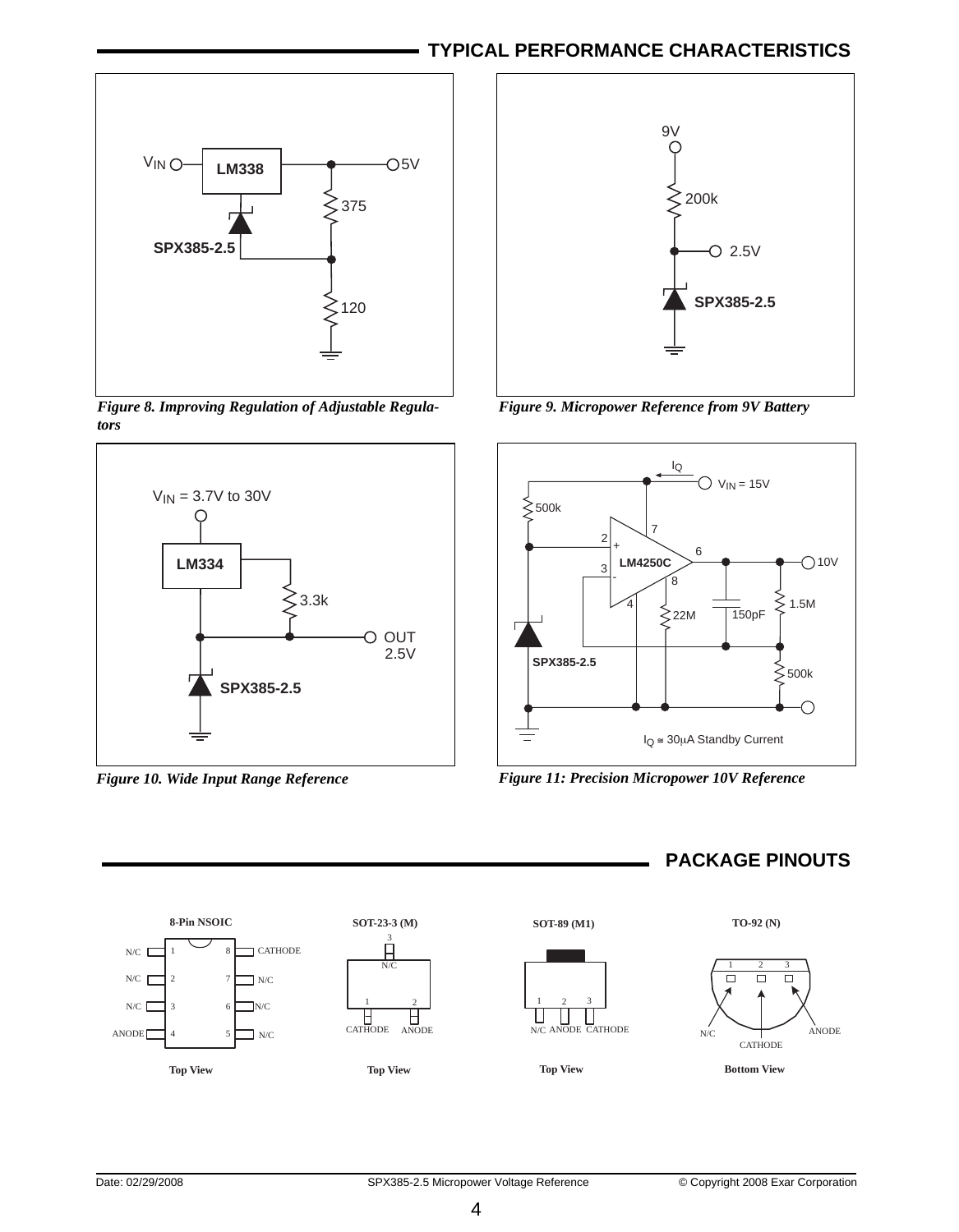## TYPICAL PERFORMANCE CHARACTERISTICS

*Figure 8. Improving Regulation of Adjustable Regulators*

*Figure 9. Micropower Reference from 9V Battery*

*Figure 10. Wide Input Range Reference*

*Figure 11: Precision Micropower 10V Reference*

## PACKAGE PINOUTS

**8-Pin NSOIC** (Top View)

| Pin | Function | Pin | Function |
|---|---|---|---|
| 1 | N/C | 8 | CATHODE |
| 2 | N/C | 7 | N/C |
| 3 | N/C | 6 | N/C |
| 4 | ANODE | 5 | N/C |

**SOT-23-3 (M)** (Top View)

1: CATHODE, 2: ANODE, 3: N/C

**SOT-89 (M1)** (Top View)

1: N/C, 2: ANODE, 3: CATHODE

**TO-92 (N)** (Bottom View)

1: N/C, 2: CATHODE, 3: ANODE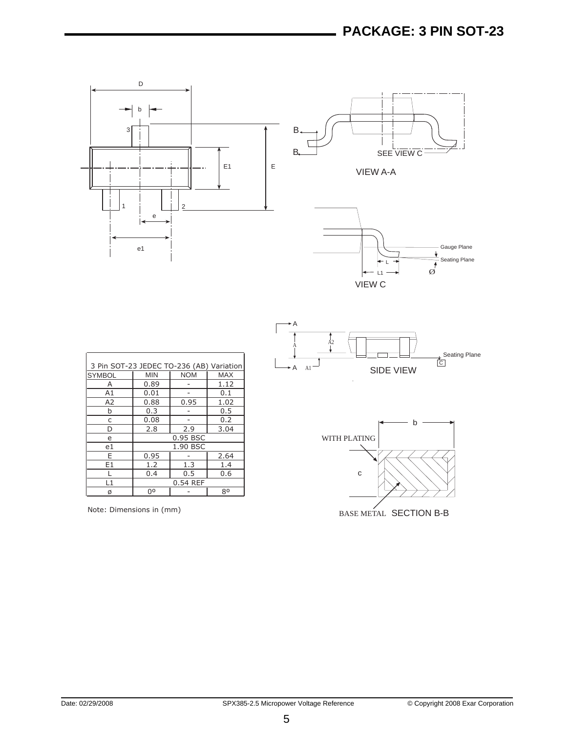# PACKAGE: 3 PIN SOT-23

| 3 Pin SOT-23 JEDEC TO-236 (AB) Variation | | | |
|---|---|---|---|
| SYMBOL | MIN | NOM | MAX |
| A | 0.89 | - | 1.12 |
| A1 | 0.01 | - | 0.1 |
| A2 | 0.88 | 0.95 | 1.02 |
| b | 0.3 | - | 0.5 |
| c | 0.08 | - | 0.2 |
| D | 2.8 | 2.9 | 3.04 |
| e | 0.95 BSC | | |
| e1 | 1.90 BSC | | |
| E | 0.95 | - | 2.64 |
| E1 | 1.2 | 1.3 | 1.4 |
| L | 0.4 | 0.5 | 0.6 |
| L1 | 0.54 REF | | |
| ø | 0º | - | 8º |

Note: Dimensions in (mm)

VIEW A-A

VIEW C

SIDE VIEW

SECTION B-B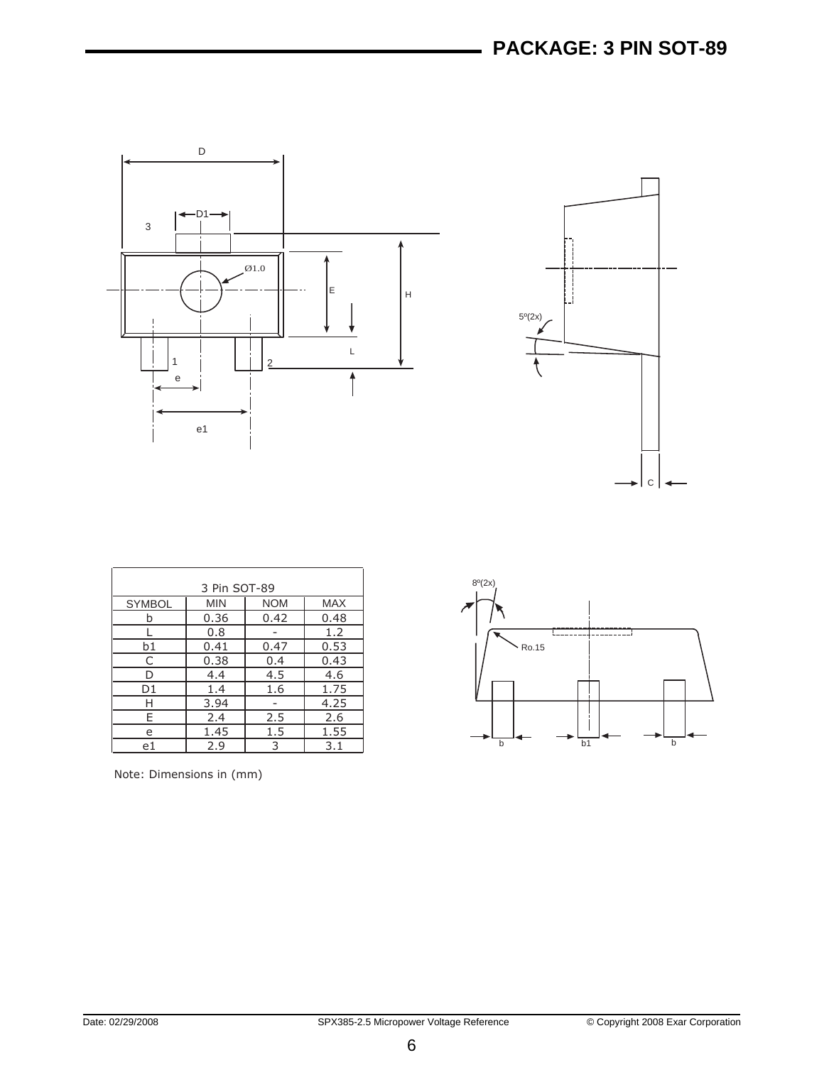# PACKAGE: 3 PIN SOT-89

| 3 Pin SOT-89 | | | |
|---|---|---|---|
| SYMBOL | MIN | NOM | MAX |
| b | 0.36 | 0.42 | 0.48 |
| L | 0.8 | - | 1.2 |
| b1 | 0.41 | 0.47 | 0.53 |
| C | 0.38 | 0.4 | 0.43 |
| D | 4.4 | 4.5 | 4.6 |
| D1 | 1.4 | 1.6 | 1.75 |
| H | 3.94 | - | 4.25 |
| E | 2.4 | 2.5 | 2.6 |
| e | 1.45 | 1.5 | 1.55 |
| e1 | 2.9 | 3 | 3.1 |

Note: Dimensions in (mm)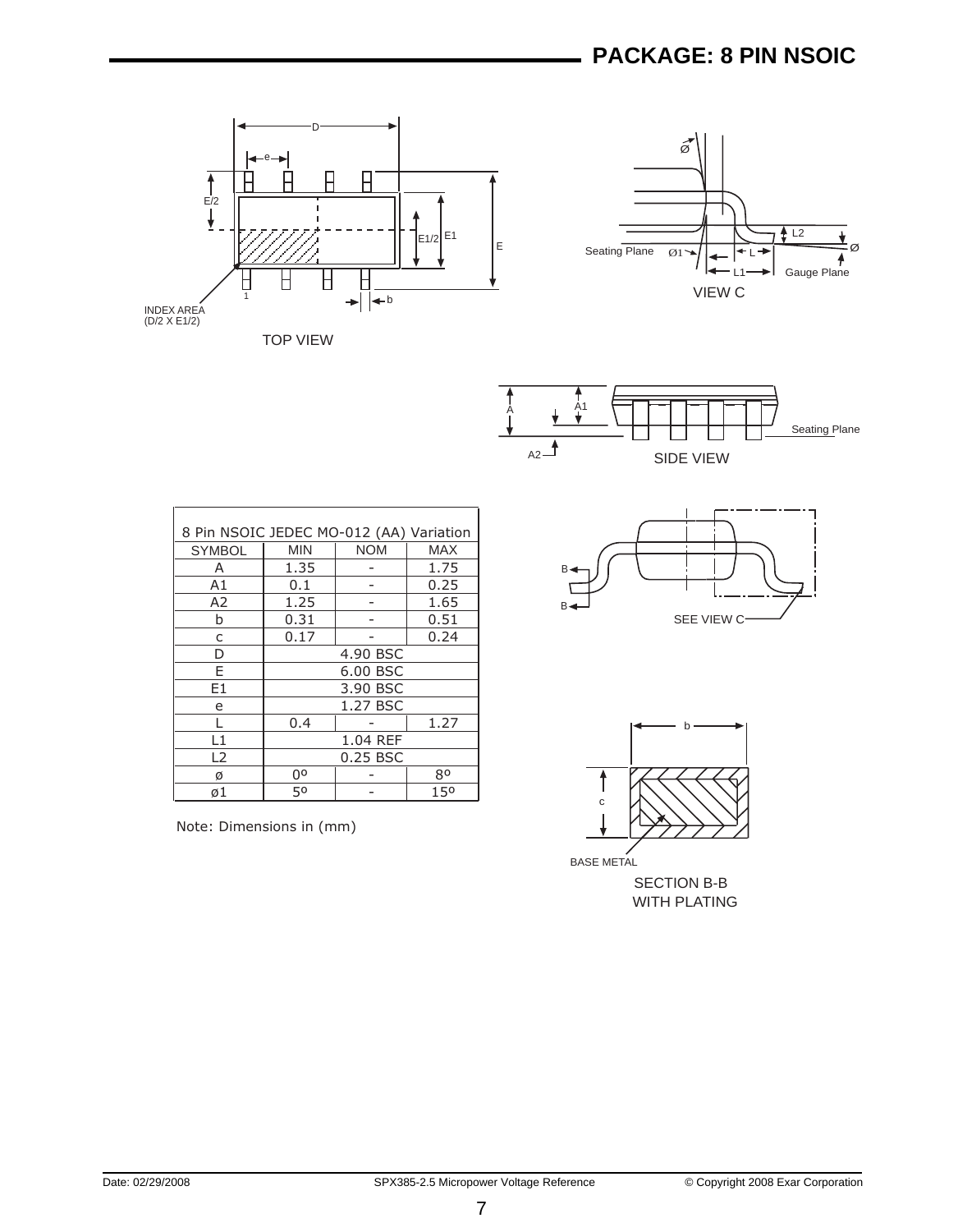# PACKAGE: 8 PIN NSOIC

| 8 Pin NSOIC JEDEC MO-012 (AA) Variation | | | |
|---|---|---|---|
| SYMBOL | MIN | NOM | MAX |
| A | 1.35 | - | 1.75 |
| A1 | 0.1 | - | 0.25 |
| A2 | 1.25 | - | 1.65 |
| b | 0.31 | - | 0.51 |
| c | 0.17 | - | 0.24 |
| D | 4.90 BSC | | |
| E | 6.00 BSC | | |
| E1 | 3.90 BSC | | |
| e | 1.27 BSC | | |
| L | 0.4 | - | 1.27 |
| L1 | 1.04 REF | | |
| L2 | 0.25 BSC | | |
| ø | 0º | - | 8º |
| ø1 | 5º | - | 15º |

Note: Dimensions in (mm)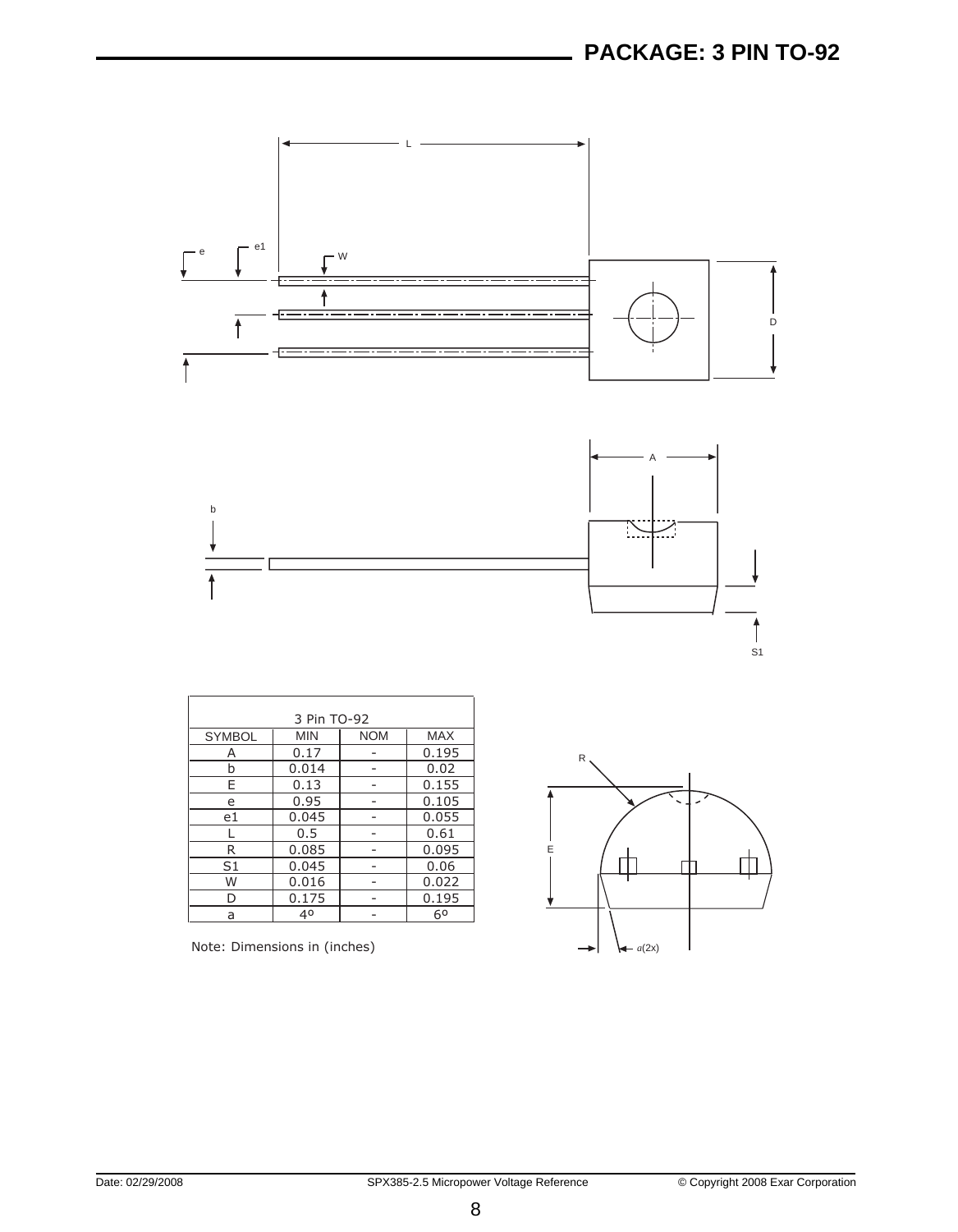## PACKAGE: 3 PIN TO-92

| 3 Pin TO-92 | | | |
|---|---|---|---|
| SYMBOL | MIN | NOM | MAX |
| A | 0.17 | - | 0.195 |
| b | 0.014 | - | 0.02 |
| E | 0.13 | - | 0.155 |
| e | 0.95 | - | 0.105 |
| e1 | 0.045 | - | 0.055 |
| L | 0.5 | - | 0.61 |
| R | 0.085 | - | 0.095 |
| S1 | 0.045 | - | 0.06 |
| W | 0.016 | - | 0.022 |
| D | 0.175 | - | 0.195 |
| a | 4º | - | 6º |

Note: Dimensions in (inches)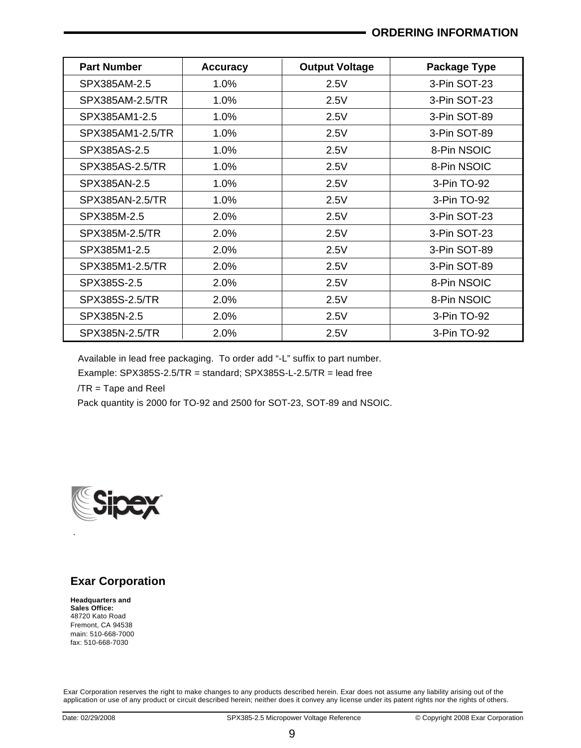## ORDERING INFORMATION

| Part Number | Accuracy | Output Voltage | Package Type |
|---|---|---|---|
| SPX385AM-2.5 | 1.0% | 2.5V | 3-Pin SOT-23 |
| SPX385AM-2.5/TR | 1.0% | 2.5V | 3-Pin SOT-23 |
| SPX385AM1-2.5 | 1.0% | 2.5V | 3-Pin SOT-89 |
| SPX385AM1-2.5/TR | 1.0% | 2.5V | 3-Pin SOT-89 |
| SPX385AS-2.5 | 1.0% | 2.5V | 8-Pin NSOIC |
| SPX385AS-2.5/TR | 1.0% | 2.5V | 8-Pin NSOIC |
| SPX385AN-2.5 | 1.0% | 2.5V | 3-Pin TO-92 |
| SPX385AN-2.5/TR | 1.0% | 2.5V | 3-Pin TO-92 |
| SPX385M-2.5 | 2.0% | 2.5V | 3-Pin SOT-23 |
| SPX385M-2.5/TR | 2.0% | 2.5V | 3-Pin SOT-23 |
| SPX385M1-2.5 | 2.0% | 2.5V | 3-Pin SOT-89 |
| SPX385M1-2.5/TR | 2.0% | 2.5V | 3-Pin SOT-89 |
| SPX385S-2.5 | 2.0% | 2.5V | 8-Pin NSOIC |
| SPX385S-2.5/TR | 2.0% | 2.5V | 8-Pin NSOIC |
| SPX385N-2.5 | 2.0% | 2.5V | 3-Pin TO-92 |
| SPX385N-2.5/TR | 2.0% | 2.5V | 3-Pin TO-92 |

Available in lead free packaging. To order add "-L" suffix to part number.

Example: SPX385S-2.5/TR = standard; SPX385S-L-2.5/TR = lead free

/TR = Tape and Reel

Pack quantity is 2000 for TO-92 and 2500 for SOT-23, SOT-89 and NSOIC.

Sipex

## Exar Corporation

**Headquarters and Sales Office:**
48720 Kato Road
Fremont, CA 94538
main: 510-668-7000
fax: 510-668-7030

Exar Corporation reserves the right to make changes to any products described herein. Exar does not assume any liability arising out of the application or use of any product or circuit described herein; neither does it convey any license under its patent rights nor the rights of others.

Date: 02/29/2008 SPX385-2.5 Micropower Voltage Reference © Copyright 2008 Exar Corporation